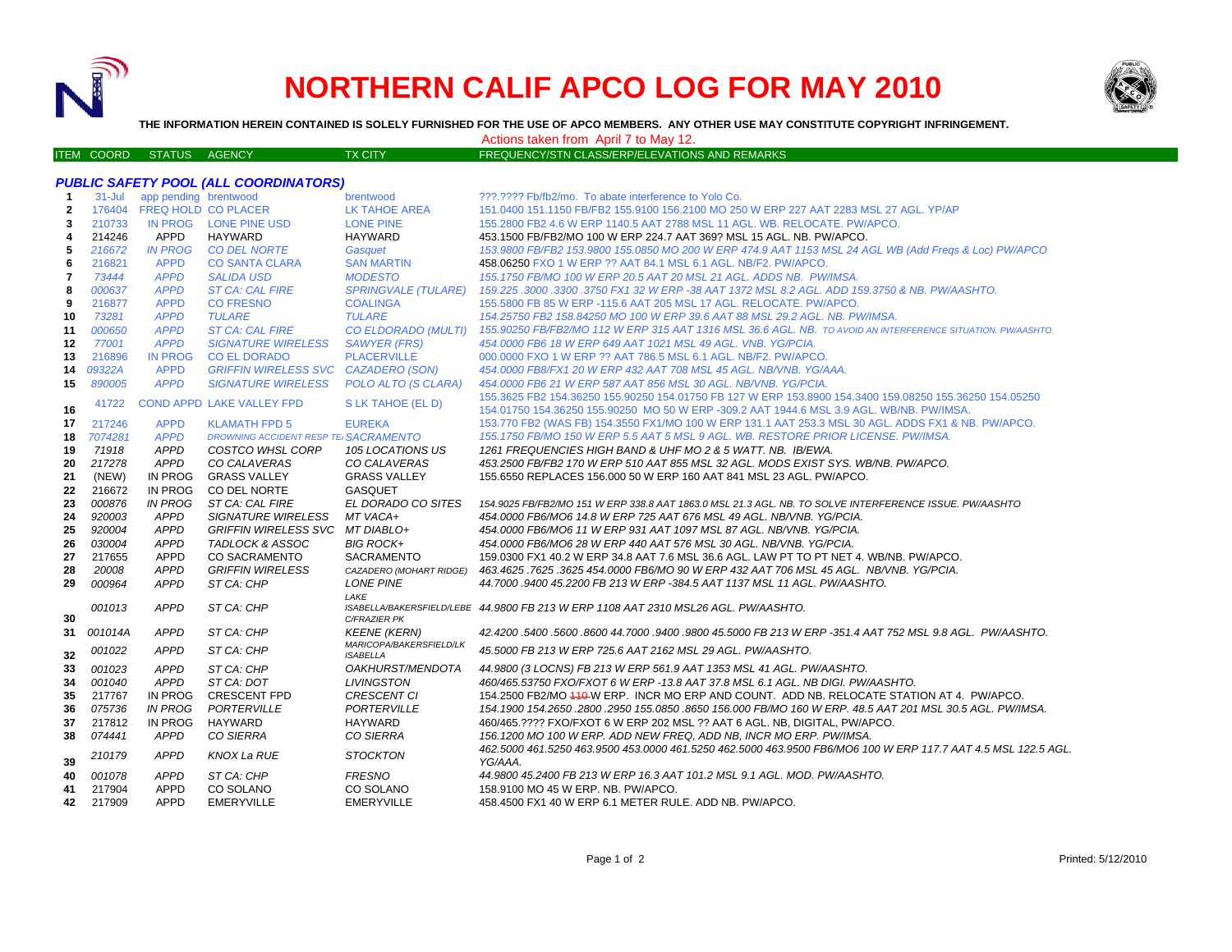# NORTHERN CALIF APCO LOG FOR MAY 2010

**THE INFORMATION HEREIN CONTAINED IS SOLELY FURNISHED FOR THE USE OF APCO MEMBERS. ANY OTHER USE MAY CONSTITUTE COPYRIGHT INFRINGEMENT.**

Actions taken from April 7 to May 12.

## PUBLIC SAFETY POOL (ALL COORDINATORS)

| ITEM | COORD | STATUS | AGENCY | TX CITY | FREQUENCY/STN CLASS/ERP/ELEVATIONS AND REMARKS |
|---|---|---|---|---|---|
| 1 | 31-Jul | app pending | brentwood | brentwood | ???.???? Fb/fb2/mo. To abate interference to Yolo Co. |
| 2 | 176404 | FREQ HOLD | CO PLACER | LK TAHOE AREA | 151.0400 151.1150 FB/FB2 155.9100 156.2100 MO 250 W ERP 227 AAT 2283 MSL 27 AGL. YP/AP |
| 3 | 210733 | IN PROG | LONE PINE USD | LONE PINE | 155.2800 FB2 4.6 W ERP 1140.5 AAT 2788 MSL 11 AGL. WB. RELOCATE. PW/APCO. |
| 4 | 214246 | APPD | HAYWARD | HAYWARD | 453.1500 FB/FB2/MO 100 W ERP 224.7 AAT 369? MSL 15 AGL. NB. PW/APCO. |
| 5 | 216672 | IN PROG | CO DEL NORTE | Gasquet | 153.9800 FB/FB2 153.9800 155.0850 MO 200 W ERP 474.9 AAT 1153 MSL 24 AGL WB (Add Freqs & Loc) PW/APCO |
| 6 | 216821 | APPD | CO SANTA CLARA | SAN MARTIN | 458.06250 FXO 1 W ERP ?? AAT 84.1 MSL 6.1 AGL. NB/F2. PW/APCO. |
| 7 | 73444 | APPD | SALIDA USD | MODESTO | 155.1750 FB/MO 100 W ERP 20.5 AAT 20 MSL 21 AGL. ADDS NB. PW/IMSA. |
| 8 | 000637 | APPD | ST CA: CAL FIRE | SPRINGVALE (TULARE) | 159.225 .3000 .3300 .3750 FX1 32 W ERP -38 AAT 1372 MSL 8.2 AGL. ADD 159.3750 & NB. PW/AASHTO. |
| 9 | 216877 | APPD | CO FRESNO | COALINGA | 155.5800 FB 85 W ERP -115.6 AAT 205 MSL 17 AGL. RELOCATE. PW/APCO. |
| 10 | 73281 | APPD | TULARE | TULARE | 154.25750 FB2 158.84250 MO 100 W ERP 39.6 AAT 88 MSL 29.2 AGL. NB. PW/IMSA. |
| 11 | 000650 | APPD | ST CA: CAL FIRE | CO ELDORADO (MULTI) | 155.90250 FB/FB2/MO 112 W ERP 315 AAT 1316 MSL 36.6 AGL. NB. TO AVOID AN INTERFERENCE SITUATION. PW/AASHTO. |
| 12 | 77001 | APPD | SIGNATURE WIRELESS | SAWYER (FRS) | 454.0000 FB6 18 W ERP 649 AAT 1021 MSL 49 AGL. VNB. YG/PCIA. |
| 13 | 216896 | IN PROG | CO EL DORADO | PLACERVILLE | 000.0000 FXO 1 W ERP ?? AAT 786.5 MSL 6.1 AGL. NB/F2. PW/APCO. |
| 14 | 09322A | APPD | GRIFFIN WIRELESS SVC | CAZADERO (SON) | 454.0000 FB8/FX1 20 W ERP 432 AAT 708 MSL 45 AGL. NB/VNB. YG/AAA. |
| 15 | 890005 | APPD | SIGNATURE WIRELESS | POLO ALTO (S CLARA) | 454.0000 FB6 21 W ERP 587 AAT 856 MSL 30 AGL. NB/VNB. YG/PCIA. |
| 16 | 41722 | COND APPD | LAKE VALLEY FPD | S LK TAHOE (EL D) | 155.3625 FB2 154.36250 155.90250 154.01750 FB 127 W ERP 153.8900 154.3400 159.08250 155.36250 154.05250 154.01750 154.36250 155.90250 MO 50 W ERP -309.2 AAT 1944.6 MSL 3.9 AGL. WB/NB. PW/IMSA. |
| 17 | 217246 | APPD | KLAMATH FPD 5 | EUREKA | 153.770 FB2 (WAS FB) 154.3550 FX1/MO 100 W ERP 131.1 AAT 253.3 MSL 30 AGL. ADDS FX1 & NB. PW/APCO. |
| 18 | 7074281 | APPD | DROWNING ACCIDENT RESP TE | SACRAMENTO | 155.1750 FB/MO 150 W ERP 5.5 AAT 5 MSL 9 AGL. WB. RESTORE PRIOR LICENSE. PW/IMSA. |
| 19 | 71918 | APPD | COSTCO WHSL CORP | 105 LOCATIONS US | 1261 FREQUENCIES HIGH BAND & UHF MO 2 & 5 WATT. NB. IB/EWA. |
| 20 | 217278 | APPD | CO CALAVERAS | CO CALAVERAS | 453.2500 FB/FB2 170 W ERP 510 AAT 855 MSL 32 AGL. MODS EXIST SYS. WB/NB. PW/APCO. |
| 21 | (NEW) | IN PROG | GRASS VALLEY | GRASS VALLEY | 155.6550 REPLACES 156.000 50 W ERP 160 AAT 841 MSL 23 AGL. PW/APCO. |
| 22 | 216672 | IN PROG | CO DEL NORTE | GASQUET | |
| 23 | 000876 | IN PROG | ST CA: CAL FIRE | EL DORADO CO SITES | 154.9025 FB/FB2/MO 151 W ERP 338.8 AAT 1863.0 MSL 21.3 AGL. NB. TO SOLVE INTERFERENCE ISSUE. PW/AASHTO |
| 24 | 920003 | APPD | SIGNATURE WIRELESS | MT VACA+ | 454.0000 FB6/MO6 14.8 W ERP 725 AAT 676 MSL 49 AGL. NB/VNB. YG/PCIA. |
| 25 | 920004 | APPD | GRIFFIN WIRELESS SVC | MT DIABLO+ | 454.0000 FB6/MO6 11 W ERP 931 AAT 1097 MSL 87 AGL. NB/VNB. YG/PCIA. |
| 26 | 030004 | APPD | TADLOCK & ASSOC | BIG ROCK+ | 454.0000 FB6/MO6 28 W ERP 440 AAT 576 MSL 30 AGL. NB/VNB. YG/PCIA. |
| 27 | 217655 | APPD | CO SACRAMENTO | SACRAMENTO | 159.0300 FX1 40.2 W ERP 34.8 AAT 7.6 MSL 36.6 AGL. LAW PT TO PT NET 4. WB/NB. PW/APCO. |
| 28 | 20008 | APPD | GRIFFIN WIRELESS | CAZADERO (MOHART RIDGE) | 463.4625 .7625 .3625 454.0000 FB6/MO 90 W ERP 432 AAT 706 MSL 45 AGL. NB/VNB. YG/PCIA. |
| 29 | 000964 | APPD | ST CA: CHP | LONE PINE | 44.7000 .9400 45.2200 FB 213 W ERP -384.5 AAT 1137 MSL 11 AGL. PW/AASHTO. |
| 30 | 001013 | APPD | ST CA: CHP | LAKE ISABELLA/BAKERSFIELD/LEBEC/FRAZIER PK | 44.9800 FB 213 W ERP 1108 AAT 2310 MSL26 AGL. PW/AASHTO. |
| 31 | 001014A | APPD | ST CA: CHP | KEENE (KERN) | 42.4200 .5400 .5600 .8600 44.7000 .9400 .9800 45.5000 FB 213 W ERP -351.4 AAT 752 MSL 9.8 AGL. PW/AASHTO. |
| 32 | 001022 | APPD | ST CA: CHP | MARICOPA/BAKERSFIELD/LK ISABELLA | 45.5000 FB 213 W ERP 725.6 AAT 2162 MSL 29 AGL. PW/AASHTO. |
| 33 | 001023 | APPD | ST CA: CHP | OAKHURST/MENDOTA | 44.9800 (3 LOCNS) FB 213 W ERP 561.9 AAT 1353 MSL 41 AGL. PW/AASHTO. |
| 34 | 001040 | APPD | ST CA: DOT | LIVINGSTON | 460/465.53750 FXO/FXOT 6 W ERP -13.8 AAT 37.8 MSL 6.1 AGL. NB DIGI. PW/AASHTO. |
| 35 | 217767 | IN PROG | CRESCENT FPD | CRESCENT CI | 154.2500 FB2/MO ~~110~~ W ERP. INCR MO ERP AND COUNT. ADD NB. RELOCATE STATION AT 4. PW/APCO. |
| 36 | 075736 | IN PROG | PORTERVILLE | PORTERVILLE | 154.1900 154.2650 .2800 .2950 155.0850 .8650 156.000 FB/MO 160 W ERP. 48.5 AAT 201 MSL 30.5 AGL. PW/IMSA. |
| 37 | 217812 | IN PROG | HAYWARD | HAYWARD | 460/465.???? FXO/FXOT 6 W ERP 202 MSL ?? AAT 6 AGL. NB, DIGITAL, PW/APCO. |
| 38 | 074441 | APPD | CO SIERRA | CO SIERRA | 156.1200 MO 100 W ERP. ADD NEW FREQ, ADD NB, INCR MO ERP. PW/IMSA. |
| 39 | 210179 | APPD | KNOX La RUE | STOCKTON | 462.5000 461.5250 463.9500 453.0000 461.5250 462.5000 463.9500 FB6/MO6 100 W ERP 117.7 AAT 4.5 MSL 122.5 AGL. YG/AAA. |
| 40 | 001078 | APPD | ST CA: CHP | FRESNO | 44.9800 45.2400 FB 213 W ERP 16.3 AAT 101.2 MSL 9.1 AGL. MOD. PW/AASHTO. |
| 41 | 217904 | APPD | CO SOLANO | CO SOLANO | 158.9100 MO 45 W ERP. NB. PW/APCO. |
| 42 | 217909 | APPD | EMERYVILLE | EMERYVILLE | 458.4500 FX1 40 W ERP 6.1 METER RULE. ADD NB. PW/APCO. |

Printed: 5/12/2010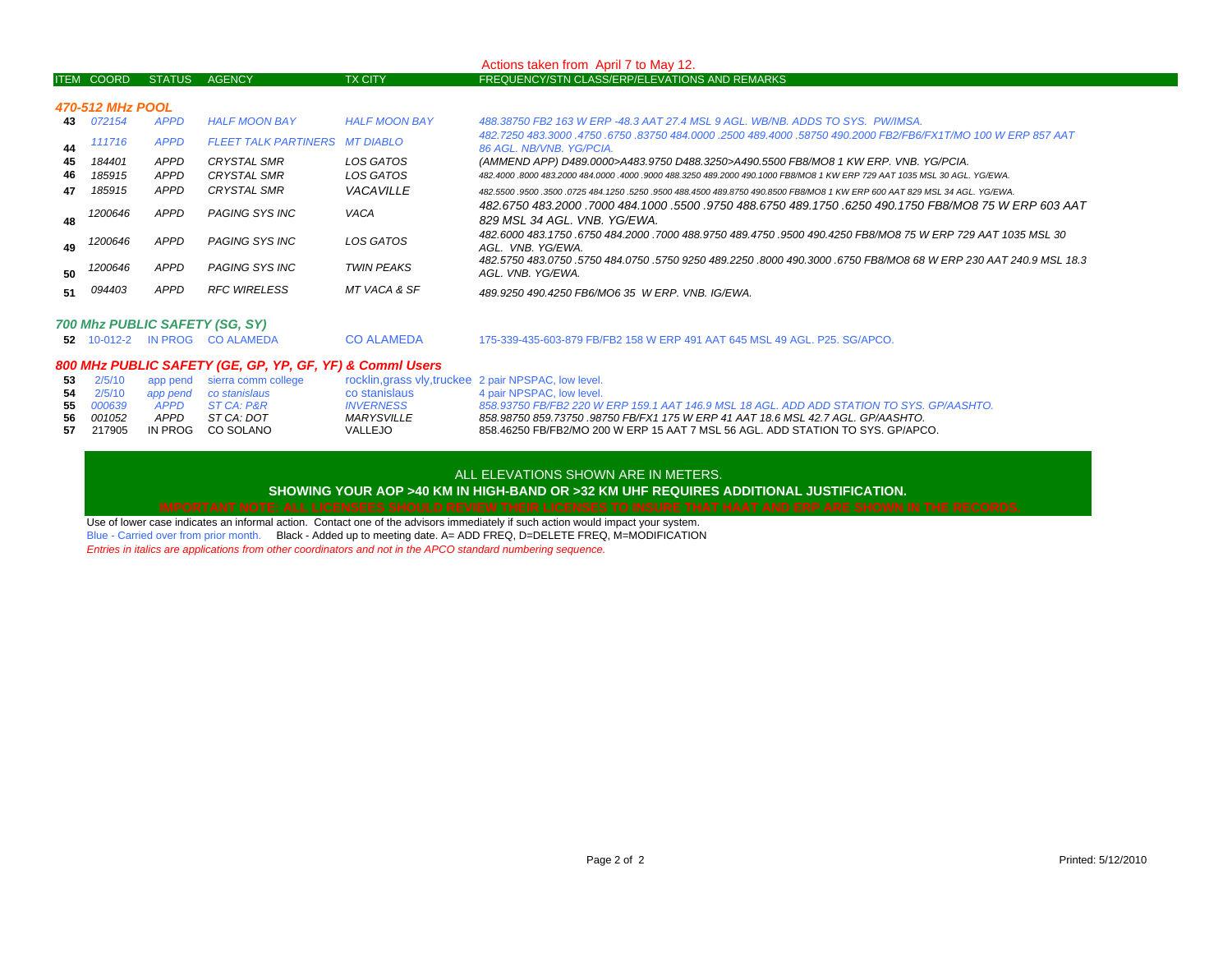Actions taken from April 7 to May 12.

| ITEM | COORD | STATUS | AGENCY | TX CITY | FREQUENCY/STN CLASS/ERP/ELEVATIONS AND REMARKS |
|---|---|---|---|---|---|
| ***470-512 MHz POOL*** | | | | | |
| 43 | *072154* | *APPD* | *HALF MOON BAY* | *HALF MOON BAY* | *488.38750 FB2 163 W ERP -48.3 AAT 27.4 MSL 9 AGL. WB/NB. ADDS TO SYS. PW/IMSA.* |
| 44 | *111716* | *APPD* | *FLEET TALK PARTINERS* | *MT DIABLO* | *482.7250 483.3000 .4750 .6750 .83750 484.0000 .2500 489.4000 .58750 490.2000 FB2/FB6/FX1T/MO 100 W ERP 857 AAT 86 AGL. NB/VNB. YG/PCIA.* |
| 45 | *184401* | *APPD* | *CRYSTAL SMR* | *LOS GATOS* | *(AMMEND APP) D489.0000>A483.9750 D488.3250>A490.5500 FB8/MO8 1 KW ERP. VNB. YG/PCIA.* |
| 46 | *185915* | *APPD* | *CRYSTAL SMR* | *LOS GATOS* | *482.4000 .8000 483.2000 484.0000 .4000 .9000 488.3250 489.2000 490.1000 FB8/MO8 1 KW ERP 729 AAT 1035 MSL 30 AGL. YG/EWA.* |
| 47 | *185915* | *APPD* | *CRYSTAL SMR* | *VACAVILLE* | *482.5500 .9500 .3500 .0725 484.1250 .5250 .9500 488.4500 489.8750 490.8500 FB8/MO8 1 KW ERP 600 AAT 829 MSL 34 AGL. YG/EWA.* |
| 48 | *1200646* | *APPD* | *PAGING SYS INC* | *VACA* | *482.6750 483.2000 .7000 484.1000 .5500 .9750 488.6750 489.1750 .6250 490.1750 FB8/MO8 75 W ERP 603 AAT 829 MSL 34 AGL. VNB. YG/EWA.* |
| 49 | *1200646* | *APPD* | *PAGING SYS INC* | *LOS GATOS* | *482.6000 483.1750 .6750 484.2000 .7000 488.9750 489.4750 .9500 490.4250 FB8/MO8 75 W ERP 729 AAT 1035 MSL 30 AGL. VNB. YG/EWA.* |
| 50 | *1200646* | *APPD* | *PAGING SYS INC* | *TWIN PEAKS* | *482.5750 483.0750 .5750 484.0750 .5750 9250 489.2250 .8000 490.3000 .6750 FB8/MO8 68 W ERP 230 AAT 240.9 MSL 18.3 AGL. VNB. YG/EWA.* |
| 51 | *094403* | *APPD* | *RFC WIRELESS* | *MT VACA & SF* | *489.9250 490.4250 FB6/MO6 35 W ERP. VNB. IG/EWA.* |
| ***700 Mhz PUBLIC SAFETY (SG, SY)*** | | | | | |
| 52 | 10-012-2 | IN PROG | CO ALAMEDA | CO ALAMEDA | 175-339-435-603-879 FB/FB2 158 W ERP 491 AAT 645 MSL 49 AGL. P25. SG/APCO. |
| ***800 MHz PUBLIC SAFETY (GE, GP, YP, GF, YF) & Comml Users*** | | | | | |
| 53 | 2/5/10 | app pend | sierra comm college | rocklin,grass vly,truckee | 2 pair NPSPAC, low level. |
| 54 | 2/5/10 | *app pend* | *co stanislaus* | co stanislaus | 4 pair NPSPAC, low level. |
| 55 | *000639* | *APPD* | *ST CA: P&R* | *INVERNESS* | *858.93750 FB/FB2 220 W ERP 159.1 AAT 146.9 MSL 18 AGL. ADD ADD STATION TO SYS. GP/AASHTO.* |
| 56 | *001052* | *APPD* | *ST CA: DOT* | *MARYSVILLE* | *858.98750 859.73750 .98750 FB/FX1 175 W ERP 41 AAT 18.6 MSL 42.7 AGL. GP/AASHTO.* |
| 57 | 217905 | IN PROG | CO SOLANO | VALLEJO | 858.46250 FB/FB2/MO 200 W ERP 15 AAT 7 MSL 56 AGL. ADD STATION TO SYS. GP/APCO. |

ALL ELEVATIONS SHOWN ARE IN METERS.

**SHOWING YOUR AOP >40 KM IN HIGH-BAND OR >32 KM UHF REQUIRES ADDITIONAL JUSTIFICATION.**

IMPORTANT NOTE: ALL LICENSEES SHOULD REVIEW THEIR LICENSES TO INSURE THAT HAAT AND ERP ARE SHOWN IN THE RECORDS.

Use of lower case indicates an informal action. Contact one of the advisors immediately if such action would impact your system.

Blue - Carried over from prior month. Black - Added up to meeting date. A= ADD FREQ, D=DELETE FREQ, M=MODIFICATION

*Entries in italics are applications from other coordinators and not in the APCO standard numbering sequence.*

Printed: 5/12/2010